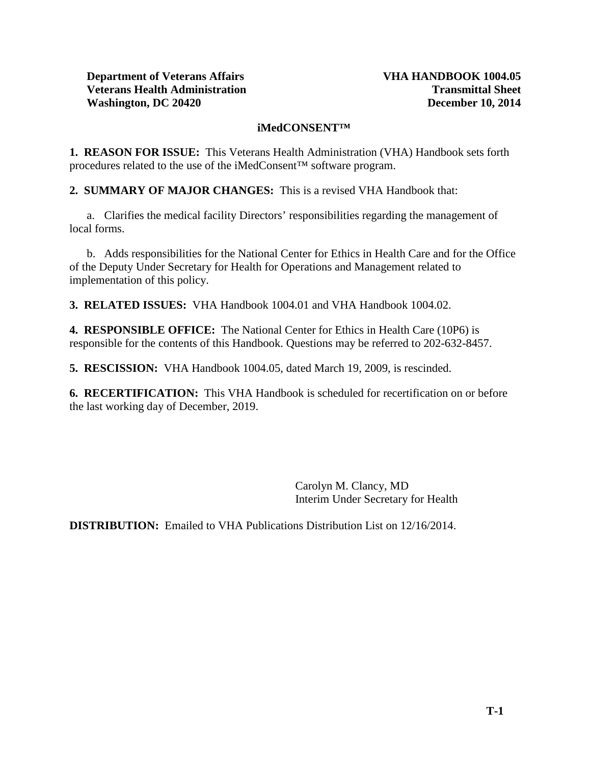**Department of Veterans Affairs**
**Veterans Health Administration**
**Washington, DC 20420**

**VHA HANDBOOK 1004.05**
**Transmittal Sheet**
**December 10, 2014**

# iMedCONSENT™

**1. REASON FOR ISSUE:** This Veterans Health Administration (VHA) Handbook sets forth procedures related to the use of the iMedConsent™ software program.

**2. SUMMARY OF MAJOR CHANGES:** This is a revised VHA Handbook that:

a. Clarifies the medical facility Directors' responsibilities regarding the management of local forms.

b. Adds responsibilities for the National Center for Ethics in Health Care and for the Office of the Deputy Under Secretary for Health for Operations and Management related to implementation of this policy.

**3. RELATED ISSUES:** VHA Handbook 1004.01 and VHA Handbook 1004.02.

**4. RESPONSIBLE OFFICE:** The National Center for Ethics in Health Care (10P6) is responsible for the contents of this Handbook. Questions may be referred to 202-632-8457.

**5. RESCISSION:** VHA Handbook 1004.05, dated March 19, 2009, is rescinded.

**6. RECERTIFICATION:** This VHA Handbook is scheduled for recertification on or before the last working day of December, 2019.

Carolyn M. Clancy, MD
Interim Under Secretary for Health

**DISTRIBUTION:** Emailed to VHA Publications Distribution List on 12/16/2014.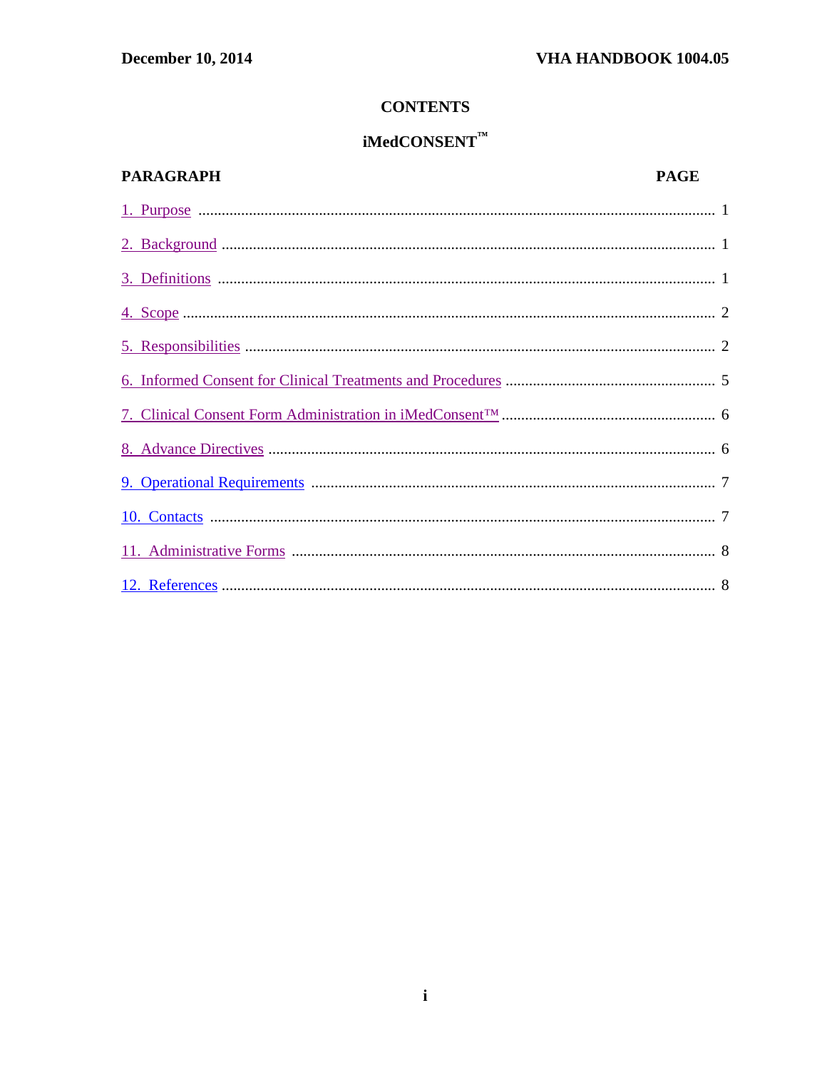# CONTENTS

## iMedCONSENT™

| PARAGRAPH | PAGE |
|---|---|
| 1. Purpose | 1 |
| 2. Background | 1 |
| 3. Definitions | 1 |
| 4. Scope | 2 |
| 5. Responsibilities | 2 |
| 6. Informed Consent for Clinical Treatments and Procedures | 5 |
| 7. Clinical Consent Form Administration in iMedConsent™ | 6 |
| 8. Advance Directives | 6 |
| 9. Operational Requirements | 7 |
| 10. Contacts | 7 |
| 11. Administrative Forms | 8 |
| 12. References | 8 |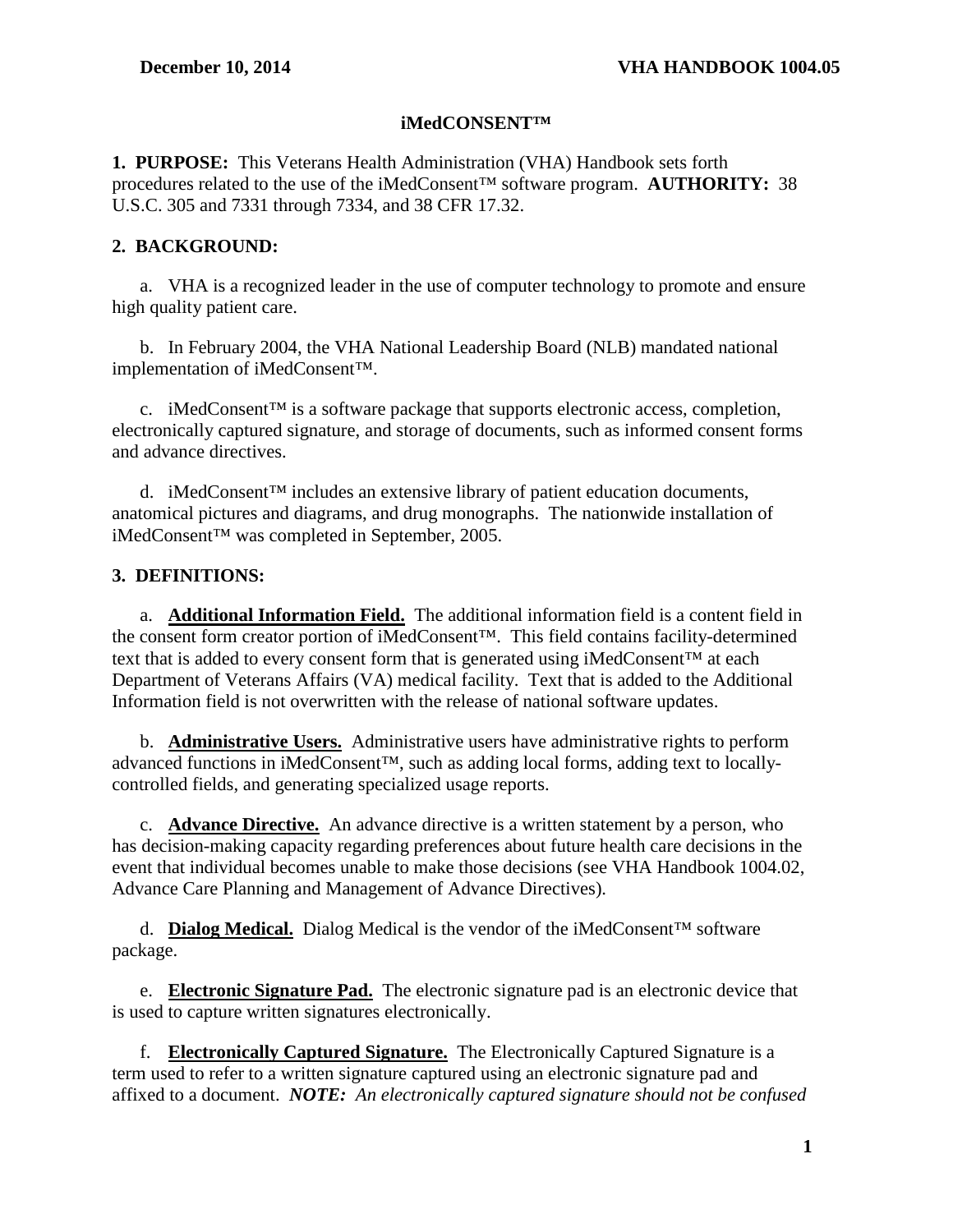# iMedCONSENT™

**1. PURPOSE:** This Veterans Health Administration (VHA) Handbook sets forth procedures related to the use of the iMedConsent™ software program. **AUTHORITY:** 38 U.S.C. 305 and 7331 through 7334, and 38 CFR 17.32.

**2. BACKGROUND:**

a. VHA is a recognized leader in the use of computer technology to promote and ensure high quality patient care.

b. In February 2004, the VHA National Leadership Board (NLB) mandated national implementation of iMedConsent™.

c. iMedConsent™ is a software package that supports electronic access, completion, electronically captured signature, and storage of documents, such as informed consent forms and advance directives.

d. iMedConsent™ includes an extensive library of patient education documents, anatomical pictures and diagrams, and drug monographs. The nationwide installation of iMedConsent™ was completed in September, 2005.

**3. DEFINITIONS:**

a. **Additional Information Field.** The additional information field is a content field in the consent form creator portion of iMedConsent™. This field contains facility-determined text that is added to every consent form that is generated using iMedConsent™ at each Department of Veterans Affairs (VA) medical facility. Text that is added to the Additional Information field is not overwritten with the release of national software updates.

b. **Administrative Users.** Administrative users have administrative rights to perform advanced functions in iMedConsent™, such as adding local forms, adding text to locally-controlled fields, and generating specialized usage reports.

c. **Advance Directive.** An advance directive is a written statement by a person, who has decision-making capacity regarding preferences about future health care decisions in the event that individual becomes unable to make those decisions (see VHA Handbook 1004.02, Advance Care Planning and Management of Advance Directives).

d. **Dialog Medical.** Dialog Medical is the vendor of the iMedConsent™ software package.

e. **Electronic Signature Pad.** The electronic signature pad is an electronic device that is used to capture written signatures electronically.

f. **Electronically Captured Signature.** The Electronically Captured Signature is a term used to refer to a written signature captured using an electronic signature pad and affixed to a document. ***NOTE:*** *An electronically captured signature should not be confused*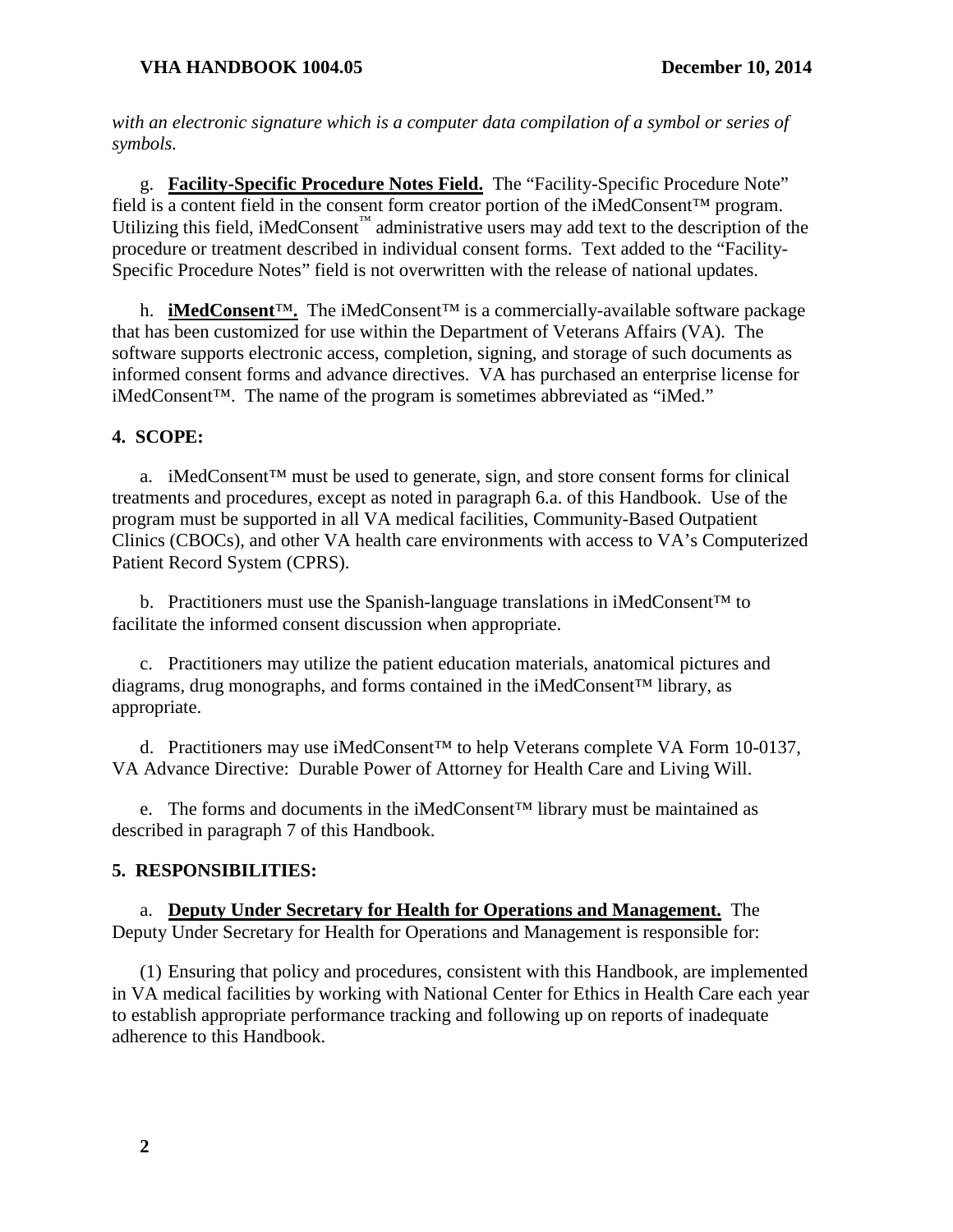*with an electronic signature which is a computer data compilation of a symbol or series of symbols.*

g. **Facility-Specific Procedure Notes Field.** The "Facility-Specific Procedure Note" field is a content field in the consent form creator portion of the iMedConsent™ program. Utilizing this field, iMedConsent™ administrative users may add text to the description of the procedure or treatment described in individual consent forms. Text added to the "Facility-Specific Procedure Notes" field is not overwritten with the release of national updates.

h. **iMedConsent™.** The iMedConsent™ is a commercially-available software package that has been customized for use within the Department of Veterans Affairs (VA). The software supports electronic access, completion, signing, and storage of such documents as informed consent forms and advance directives. VA has purchased an enterprise license for iMedConsent™. The name of the program is sometimes abbreviated as "iMed."

## 4. SCOPE:

a. iMedConsent™ must be used to generate, sign, and store consent forms for clinical treatments and procedures, except as noted in paragraph 6.a. of this Handbook. Use of the program must be supported in all VA medical facilities, Community-Based Outpatient Clinics (CBOCs), and other VA health care environments with access to VA's Computerized Patient Record System (CPRS).

b. Practitioners must use the Spanish-language translations in iMedConsent™ to facilitate the informed consent discussion when appropriate.

c. Practitioners may utilize the patient education materials, anatomical pictures and diagrams, drug monographs, and forms contained in the iMedConsent™ library, as appropriate.

d. Practitioners may use iMedConsent™ to help Veterans complete VA Form 10-0137, VA Advance Directive: Durable Power of Attorney for Health Care and Living Will.

e. The forms and documents in the iMedConsent™ library must be maintained as described in paragraph 7 of this Handbook.

## 5. RESPONSIBILITIES:

a. **Deputy Under Secretary for Health for Operations and Management.** The Deputy Under Secretary for Health for Operations and Management is responsible for:

(1) Ensuring that policy and procedures, consistent with this Handbook, are implemented in VA medical facilities by working with National Center for Ethics in Health Care each year to establish appropriate performance tracking and following up on reports of inadequate adherence to this Handbook.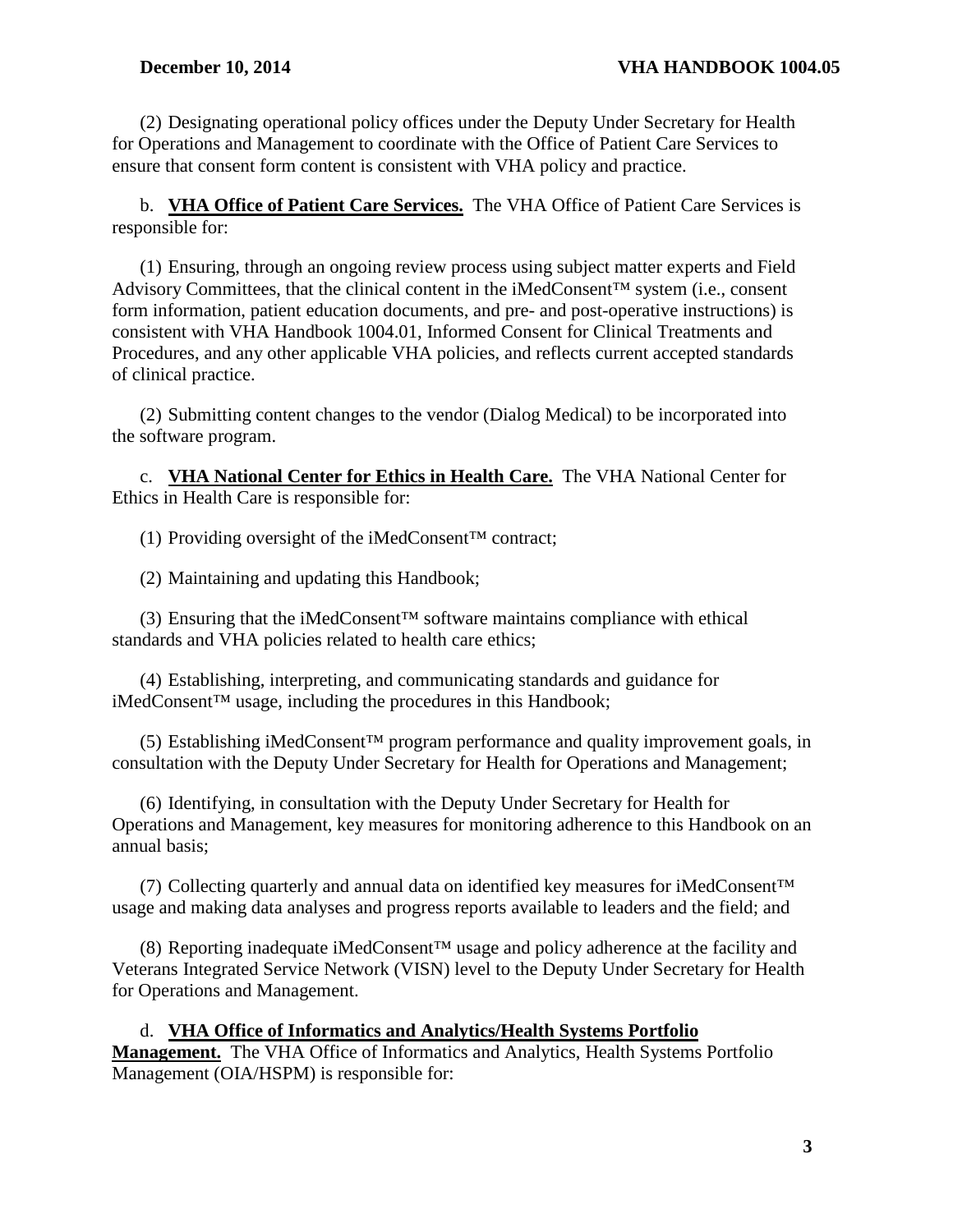(2) Designating operational policy offices under the Deputy Under Secretary for Health for Operations and Management to coordinate with the Office of Patient Care Services to ensure that consent form content is consistent with VHA policy and practice.

b. **VHA Office of Patient Care Services.** The VHA Office of Patient Care Services is responsible for:

(1) Ensuring, through an ongoing review process using subject matter experts and Field Advisory Committees, that the clinical content in the iMedConsent™ system (i.e., consent form information, patient education documents, and pre- and post-operative instructions) is consistent with VHA Handbook 1004.01, Informed Consent for Clinical Treatments and Procedures, and any other applicable VHA policies, and reflects current accepted standards of clinical practice.

(2) Submitting content changes to the vendor (Dialog Medical) to be incorporated into the software program.

c. **VHA National Center for Ethics in Health Care.** The VHA National Center for Ethics in Health Care is responsible for:

(1) Providing oversight of the iMedConsent™ contract;

(2) Maintaining and updating this Handbook;

(3) Ensuring that the iMedConsent™ software maintains compliance with ethical standards and VHA policies related to health care ethics;

(4) Establishing, interpreting, and communicating standards and guidance for iMedConsent™ usage, including the procedures in this Handbook;

(5) Establishing iMedConsent™ program performance and quality improvement goals, in consultation with the Deputy Under Secretary for Health for Operations and Management;

(6) Identifying, in consultation with the Deputy Under Secretary for Health for Operations and Management, key measures for monitoring adherence to this Handbook on an annual basis;

(7) Collecting quarterly and annual data on identified key measures for iMedConsent™ usage and making data analyses and progress reports available to leaders and the field; and

(8) Reporting inadequate iMedConsent™ usage and policy adherence at the facility and Veterans Integrated Service Network (VISN) level to the Deputy Under Secretary for Health for Operations and Management.

d. **VHA Office of Informatics and Analytics/Health Systems Portfolio Management.** The VHA Office of Informatics and Analytics, Health Systems Portfolio Management (OIA/HSPM) is responsible for: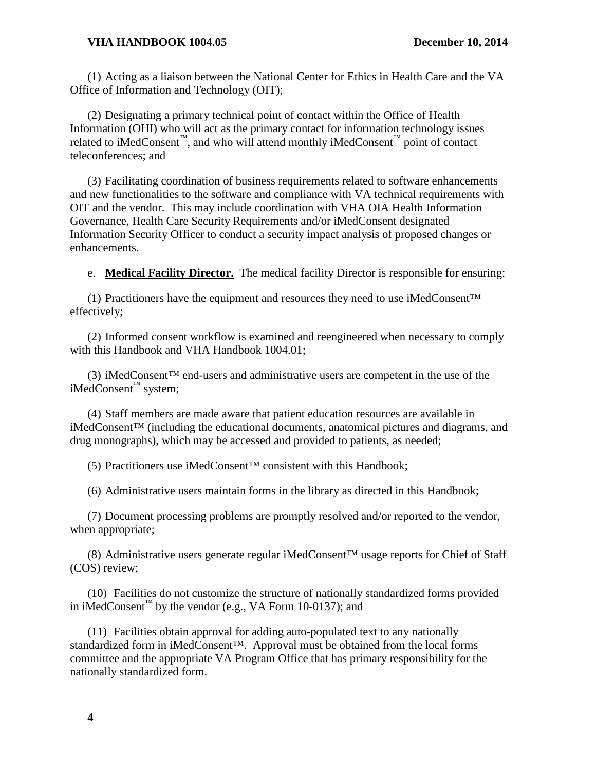(1) Acting as a liaison between the National Center for Ethics in Health Care and the VA Office of Information and Technology (OIT);

(2) Designating a primary technical point of contact within the Office of Health Information (OHI) who will act as the primary contact for information technology issues related to iMedConsent™, and who will attend monthly iMedConsent™ point of contact teleconferences; and

(3) Facilitating coordination of business requirements related to software enhancements and new functionalities to the software and compliance with VA technical requirements with OIT and the vendor. This may include coordination with VHA OIA Health Information Governance, Health Care Security Requirements and/or iMedConsent designated Information Security Officer to conduct a security impact analysis of proposed changes or enhancements.

e. **Medical Facility Director.** The medical facility Director is responsible for ensuring:

(1) Practitioners have the equipment and resources they need to use iMedConsent™ effectively;

(2) Informed consent workflow is examined and reengineered when necessary to comply with this Handbook and VHA Handbook 1004.01;

(3) iMedConsent™ end-users and administrative users are competent in the use of the iMedConsent™ system;

(4) Staff members are made aware that patient education resources are available in iMedConsent™ (including the educational documents, anatomical pictures and diagrams, and drug monographs), which may be accessed and provided to patients, as needed;

(5) Practitioners use iMedConsent™ consistent with this Handbook;

(6) Administrative users maintain forms in the library as directed in this Handbook;

(7) Document processing problems are promptly resolved and/or reported to the vendor, when appropriate;

(8) Administrative users generate regular iMedConsent™ usage reports for Chief of Staff (COS) review;

(10) Facilities do not customize the structure of nationally standardized forms provided in iMedConsent™ by the vendor (e.g., VA Form 10-0137); and

(11) Facilities obtain approval for adding auto-populated text to any nationally standardized form in iMedConsent™. Approval must be obtained from the local forms committee and the appropriate VA Program Office that has primary responsibility for the nationally standardized form.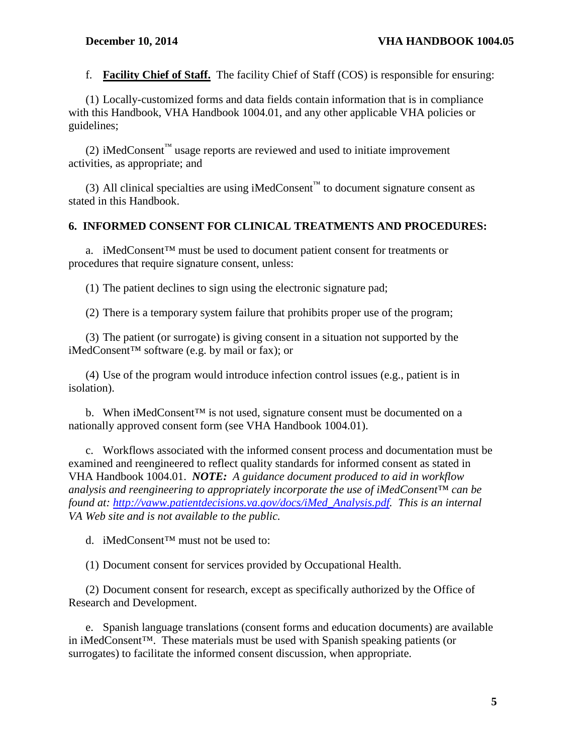f. **<u>Facility Chief of Staff.</u>** The facility Chief of Staff (COS) is responsible for ensuring:

(1) Locally-customized forms and data fields contain information that is in compliance with this Handbook, VHA Handbook 1004.01, and any other applicable VHA policies or guidelines;

(2) iMedConsent™ usage reports are reviewed and used to initiate improvement activities, as appropriate; and

(3) All clinical specialties are using iMedConsent™ to document signature consent as stated in this Handbook.

**6. INFORMED CONSENT FOR CLINICAL TREATMENTS AND PROCEDURES:**

a. iMedConsent™ must be used to document patient consent for treatments or procedures that require signature consent, unless:

(1) The patient declines to sign using the electronic signature pad;

(2) There is a temporary system failure that prohibits proper use of the program;

(3) The patient (or surrogate) is giving consent in a situation not supported by the iMedConsent™ software (e.g. by mail or fax); or

(4) Use of the program would introduce infection control issues (e.g., patient is in isolation).

b. When iMedConsent™ is not used, signature consent must be documented on a nationally approved consent form (see VHA Handbook 1004.01).

c. Workflows associated with the informed consent process and documentation must be examined and reengineered to reflect quality standards for informed consent as stated in VHA Handbook 1004.01. ***NOTE:*** *A guidance document produced to aid in workflow analysis and reengineering to appropriately incorporate the use of iMedConsent™ can be found at: [http://vaww.patientdecisions.va.gov/docs/iMed_Analysis.pdf](http://vaww.patientdecisions.va.gov/docs/iMed_Analysis.pdf). This is an internal VA Web site and is not available to the public.*

d. iMedConsent™ must not be used to:

(1) Document consent for services provided by Occupational Health.

(2) Document consent for research, except as specifically authorized by the Office of Research and Development.

e. Spanish language translations (consent forms and education documents) are available in iMedConsent™. These materials must be used with Spanish speaking patients (or surrogates) to facilitate the informed consent discussion, when appropriate.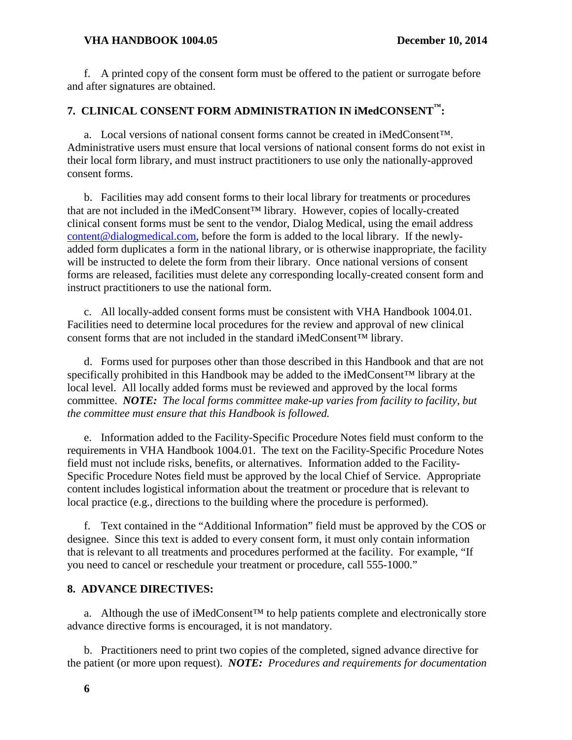f. A printed copy of the consent form must be offered to the patient or surrogate before and after signatures are obtained.

## 7. CLINICAL CONSENT FORM ADMINISTRATION IN iMedCONSENT™:

a. Local versions of national consent forms cannot be created in iMedConsent™. Administrative users must ensure that local versions of national consent forms do not exist in their local form library, and must instruct practitioners to use only the nationally-approved consent forms.

b. Facilities may add consent forms to their local library for treatments or procedures that are not included in the iMedConsent™ library. However, copies of locally-created clinical consent forms must be sent to the vendor, Dialog Medical, using the email address content@dialogmedical.com, before the form is added to the local library. If the newly-added form duplicates a form in the national library, or is otherwise inappropriate, the facility will be instructed to delete the form from their library. Once national versions of consent forms are released, facilities must delete any corresponding locally-created consent form and instruct practitioners to use the national form.

c. All locally-added consent forms must be consistent with VHA Handbook 1004.01. Facilities need to determine local procedures for the review and approval of new clinical consent forms that are not included in the standard iMedConsent™ library.

d. Forms used for purposes other than those described in this Handbook and that are not specifically prohibited in this Handbook may be added to the iMedConsent™ library at the local level. All locally added forms must be reviewed and approved by the local forms committee. ***NOTE:*** *The local forms committee make-up varies from facility to facility, but the committee must ensure that this Handbook is followed.*

e. Information added to the Facility-Specific Procedure Notes field must conform to the requirements in VHA Handbook 1004.01. The text on the Facility-Specific Procedure Notes field must not include risks, benefits, or alternatives. Information added to the Facility-Specific Procedure Notes field must be approved by the local Chief of Service. Appropriate content includes logistical information about the treatment or procedure that is relevant to local practice (e.g., directions to the building where the procedure is performed).

f. Text contained in the "Additional Information" field must be approved by the COS or designee. Since this text is added to every consent form, it must only contain information that is relevant to all treatments and procedures performed at the facility. For example, "If you need to cancel or reschedule your treatment or procedure, call 555-1000."

## 8. ADVANCE DIRECTIVES:

a. Although the use of iMedConsent™ to help patients complete and electronically store advance directive forms is encouraged, it is not mandatory.

b. Practitioners need to print two copies of the completed, signed advance directive for the patient (or more upon request). ***NOTE:*** *Procedures and requirements for documentation*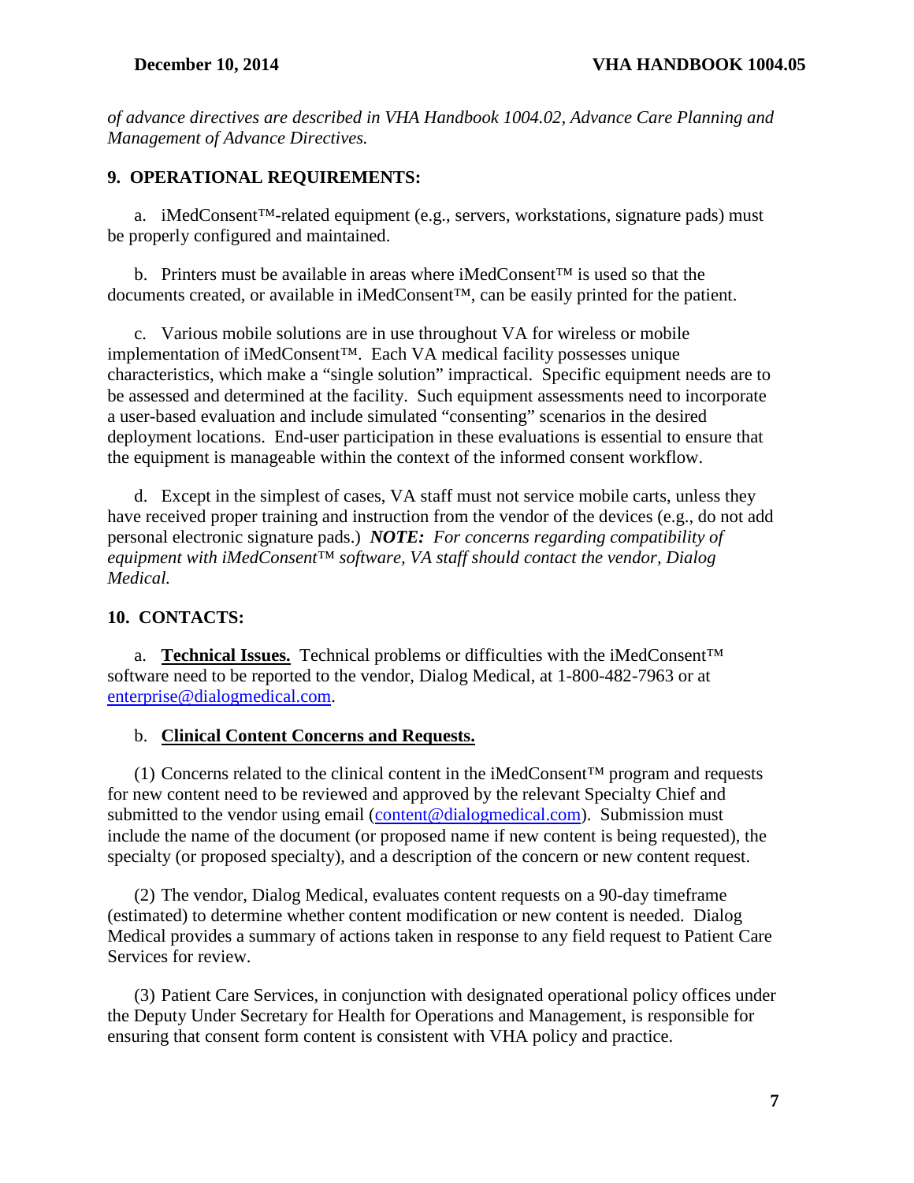*of advance directives are described in VHA Handbook 1004.02, Advance Care Planning and Management of Advance Directives.*

## 9. OPERATIONAL REQUIREMENTS:

a. iMedConsent™-related equipment (e.g., servers, workstations, signature pads) must be properly configured and maintained.

b. Printers must be available in areas where iMedConsent™ is used so that the documents created, or available in iMedConsent™, can be easily printed for the patient.

c. Various mobile solutions are in use throughout VA for wireless or mobile implementation of iMedConsent™. Each VA medical facility possesses unique characteristics, which make a "single solution" impractical. Specific equipment needs are to be assessed and determined at the facility. Such equipment assessments need to incorporate a user-based evaluation and include simulated "consenting" scenarios in the desired deployment locations. End-user participation in these evaluations is essential to ensure that the equipment is manageable within the context of the informed consent workflow.

d. Except in the simplest of cases, VA staff must not service mobile carts, unless they have received proper training and instruction from the vendor of the devices (e.g., do not add personal electronic signature pads.) ***NOTE:*** *For concerns regarding compatibility of equipment with iMedConsent™ software, VA staff should contact the vendor, Dialog Medical.*

## 10. CONTACTS:

a. **Technical Issues.** Technical problems or difficulties with the iMedConsent™ software need to be reported to the vendor, Dialog Medical, at 1-800-482-7963 or at enterprise@dialogmedical.com.

b. **Clinical Content Concerns and Requests.**

(1) Concerns related to the clinical content in the iMedConsent™ program and requests for new content need to be reviewed and approved by the relevant Specialty Chief and submitted to the vendor using email (content@dialogmedical.com). Submission must include the name of the document (or proposed name if new content is being requested), the specialty (or proposed specialty), and a description of the concern or new content request.

(2) The vendor, Dialog Medical, evaluates content requests on a 90-day timeframe (estimated) to determine whether content modification or new content is needed. Dialog Medical provides a summary of actions taken in response to any field request to Patient Care Services for review.

(3) Patient Care Services, in conjunction with designated operational policy offices under the Deputy Under Secretary for Health for Operations and Management, is responsible for ensuring that consent form content is consistent with VHA policy and practice.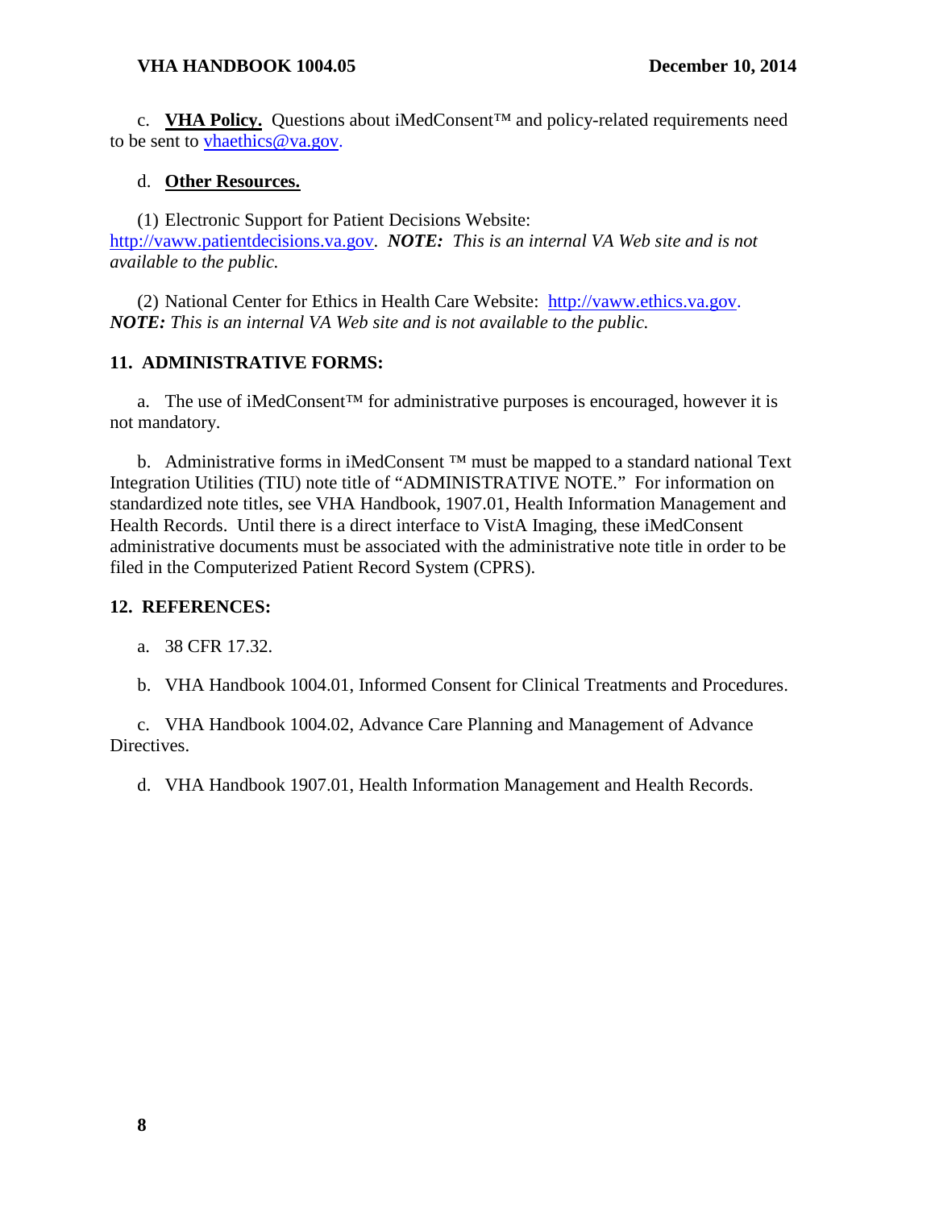c. **VHA Policy.** Questions about iMedConsent™ and policy-related requirements need to be sent to vhaethics@va.gov.

d. **Other Resources.**

(1) Electronic Support for Patient Decisions Website: http://vaww.patientdecisions.va.gov. ***NOTE:*** *This is an internal VA Web site and is not available to the public.*

(2) National Center for Ethics in Health Care Website: http://vaww.ethics.va.gov. ***NOTE:*** *This is an internal VA Web site and is not available to the public.*

## 11. ADMINISTRATIVE FORMS:

a. The use of iMedConsent™ for administrative purposes is encouraged, however it is not mandatory.

b. Administrative forms in iMedConsent ™ must be mapped to a standard national Text Integration Utilities (TIU) note title of "ADMINISTRATIVE NOTE." For information on standardized note titles, see VHA Handbook, 1907.01, Health Information Management and Health Records. Until there is a direct interface to VistA Imaging, these iMedConsent administrative documents must be associated with the administrative note title in order to be filed in the Computerized Patient Record System (CPRS).

## 12. REFERENCES:

a. 38 CFR 17.32.

b. VHA Handbook 1004.01, Informed Consent for Clinical Treatments and Procedures.

c. VHA Handbook 1004.02, Advance Care Planning and Management of Advance Directives.

d. VHA Handbook 1907.01, Health Information Management and Health Records.